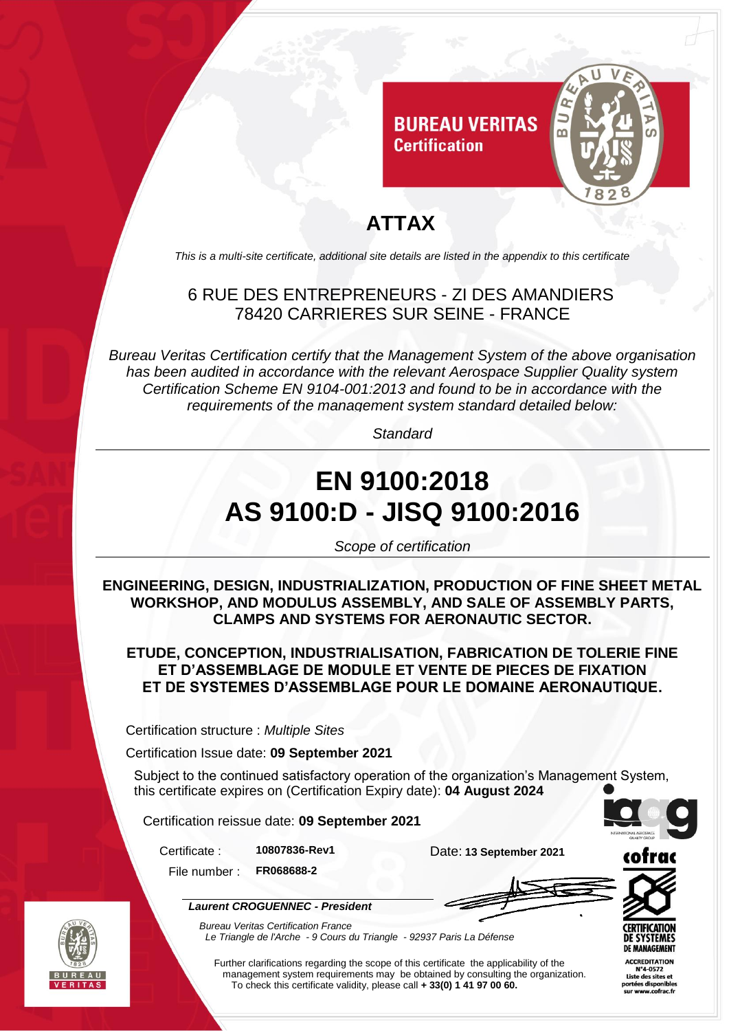**BUREAU VERITAS**
**Certification**

# ATTAX

*This is a multi-site certificate, additional site details are listed in the appendix to this certificate*

6 RUE DES ENTREPRENEURS - ZI DES AMANDIERS
78420 CARRIERES SUR SEINE - FRANCE

*Bureau Veritas Certification certify that the Management System of the above organisation has been audited in accordance with the relevant Aerospace Supplier Quality system Certification Scheme EN 9104-001:2013 and found to be in accordance with the requirements of the management system standard detailed below:*

*Standard*

# EN 9100:2018
# AS 9100:D - JISQ 9100:2016

*Scope of certification*

**ENGINEERING, DESIGN, INDUSTRIALIZATION, PRODUCTION OF FINE SHEET METAL WORKSHOP, AND MODULUS ASSEMBLY, AND SALE OF ASSEMBLY PARTS, CLAMPS AND SYSTEMS FOR AERONAUTIC SECTOR.**

**ETUDE, CONCEPTION, INDUSTRIALISATION, FABRICATION DE TOLERIE FINE ET D'ASSEMBLAGE DE MODULE ET VENTE DE PIECES DE FIXATION ET DE SYSTEMES D'ASSEMBLAGE POUR LE DOMAINE AERONAUTIQUE.**

Certification structure : *Multiple Sites*

Certification Issue date: **09 September 2021**

Subject to the continued satisfactory operation of the organization's Management System, this certificate expires on (Certification Expiry date): **04 August 2024**

Certification reissue date: **09 September 2021**

Certificate : **10807836-Rev1**

File number : **FR068688-2**

Date: **13 September 2021**

***Laurent CROGUENNEC - President***

*Bureau Veritas Certification France*
*Le Triangle de l'Arche - 9 Cours du Triangle - 92937 Paris La Défense*

Further clarifications regarding the scope of this certificate the applicability of the management system requirements may be obtained by consulting the organization. To check this certificate validity, please call **+ 33(0) 1 41 97 00 60.**

cofrac CERTIFICATION DE SYSTEMES DE MANAGEMENT
ACCREDITATION N°4-0572
Liste des sites et portées disponibles sur www.cofrac.fr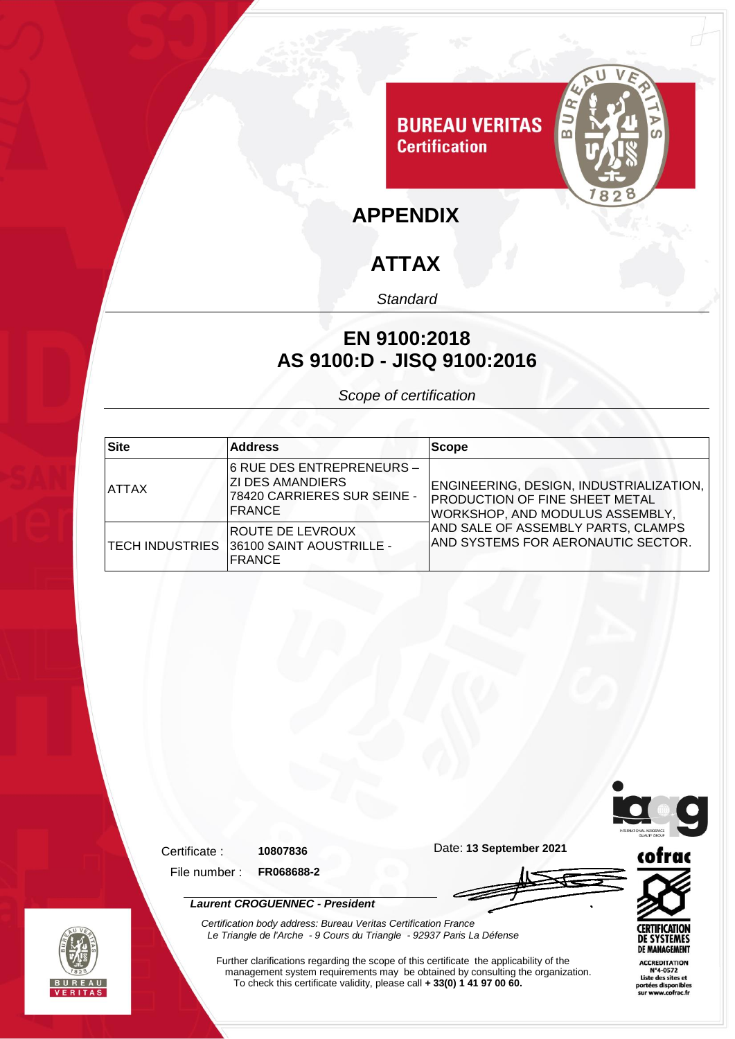BUREAU VERITAS
Certification

# APPENDIX

# ATTAX

*Standard*

## EN 9100:2018
## AS 9100:D - JISQ 9100:2016

*Scope of certification*

| Site | Address | Scope |
|---|---|---|
| ATTAX | 6 RUE DES ENTREPRENEURS – ZI DES AMANDIERS 78420 CARRIERES SUR SEINE - FRANCE | ENGINEERING, DESIGN, INDUSTRIALIZATION, PRODUCTION OF FINE SHEET METAL WORKSHOP, AND MODULUS ASSEMBLY, AND SALE OF ASSEMBLY PARTS, CLAMPS AND SYSTEMS FOR AERONAUTIC SECTOR. |
| TECH INDUSTRIES | ROUTE DE LEVROUX 36100 SAINT AOUSTRILLE - FRANCE | |

Certificate : **10807836**

File number : **FR068688-2**

Date: **13 September 2021**

***Laurent CROGUENNEC - President***

*Certification body address: Bureau Veritas Certification France*
*Le Triangle de l'Arche - 9 Cours du Triangle - 92937 Paris La Défense*

Further clarifications regarding the scope of this certificate the applicability of the management system requirements may be obtained by consulting the organization.
To check this certificate validity, please call **+ 33(0) 1 41 97 00 60.**

cofrac
CERTIFICATION DE SYSTEMES DE MANAGEMENT
ACCREDITATION N°4-0572
Liste des sites et portées disponibles sur www.cofrac.fr